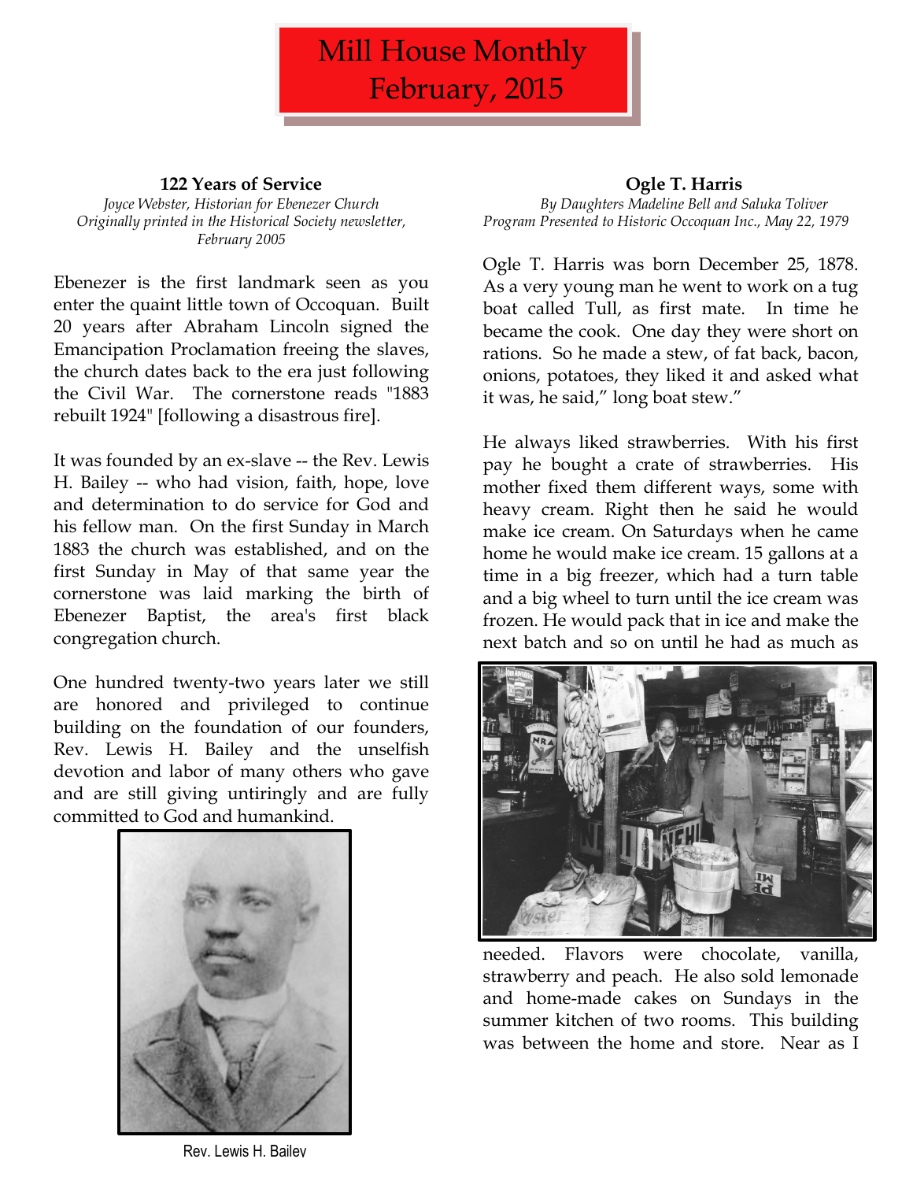# Mill House Monthly
# February, 2015

## 122 Years of Service

*Joyce Webster, Historian for Ebenezer Church*
*Originally printed in the Historical Society newsletter, February 2005*

Ebenezer is the first landmark seen as you enter the quaint little town of Occoquan. Built 20 years after Abraham Lincoln signed the Emancipation Proclamation freeing the slaves, the church dates back to the era just following the Civil War. The cornerstone reads "1883 rebuilt 1924" [following a disastrous fire].

It was founded by an ex-slave -- the Rev. Lewis H. Bailey -- who had vision, faith, hope, love and determination to do service for God and his fellow man. On the first Sunday in March 1883 the church was established, and on the first Sunday in May of that same year the cornerstone was laid marking the birth of Ebenezer Baptist, the area's first black congregation church.

One hundred twenty-two years later we still are honored and privileged to continue building on the foundation of our founders, Rev. Lewis H. Bailey and the unselfish devotion and labor of many others who gave and are still giving untiringly and are fully committed to God and humankind.

Rev. Lewis H. Bailey

## Ogle T. Harris

*By Daughters Madeline Bell and Saluka Toliver*
*Program Presented to Historic Occoquan Inc., May 22, 1979*

Ogle T. Harris was born December 25, 1878. As a very young man he went to work on a tug boat called Tull, as first mate. In time he became the cook. One day they were short on rations. So he made a stew, of fat back, bacon, onions, potatoes, they liked it and asked what it was, he said," long boat stew."

He always liked strawberries. With his first pay he bought a crate of strawberries. His mother fixed them different ways, some with heavy cream. Right then he said he would make ice cream. On Saturdays when he came home he would make ice cream. 15 gallons at a time in a big freezer, which had a turn table and a big wheel to turn until the ice cream was frozen. He would pack that in ice and make the next batch and so on until he had as much as needed. Flavors were chocolate, vanilla, strawberry and peach. He also sold lemonade and home-made cakes on Sundays in the summer kitchen of two rooms. This building was between the home and store. Near as I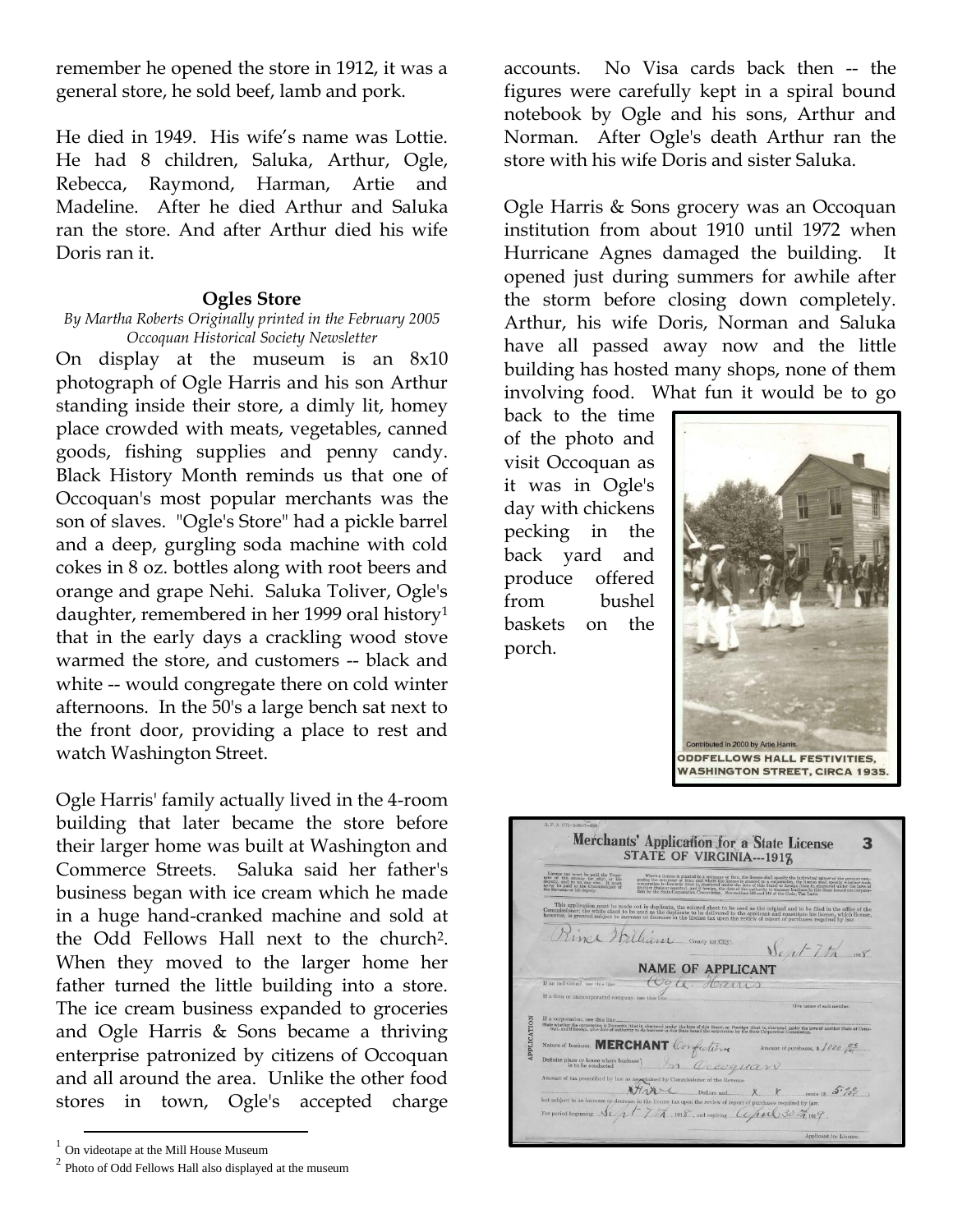remember he opened the store in 1912, it was a general store, he sold beef, lamb and pork.

He died in 1949. His wife's name was Lottie. He had 8 children, Saluka, Arthur, Ogle, Rebecca, Raymond, Harman, Artie and Madeline. After he died Arthur and Saluka ran the store. And after Arthur died his wife Doris ran it.

### Ogles Store

*By Martha Roberts Originally printed in the February 2005 Occoquan Historical Society Newsletter*

On display at the museum is an 8x10 photograph of Ogle Harris and his son Arthur standing inside their store, a dimly lit, homey place crowded with meats, vegetables, canned goods, fishing supplies and penny candy. Black History Month reminds us that one of Occoquan's most popular merchants was the son of slaves. "Ogle's Store" had a pickle barrel and a deep, gurgling soda machine with cold cokes in 8 oz. bottles along with root beers and orange and grape Nehi. Saluka Toliver, Ogle's daughter, remembered in her 1999 oral history[1] that in the early days a crackling wood stove warmed the store, and customers -- black and white -- would congregate there on cold winter afternoons. In the 50's a large bench sat next to the front door, providing a place to rest and watch Washington Street.

Ogle Harris' family actually lived in the 4-room building that later became the store before their larger home was built at Washington and Commerce Streets. Saluka said her father's business began with ice cream which he made in a huge hand-cranked machine and sold at the Odd Fellows Hall next to the church[2]. When they moved to the larger home her father turned the little building into a store. The ice cream business expanded to groceries and Ogle Harris & Sons became a thriving enterprise patronized by citizens of Occoquan and all around the area. Unlike the other food stores in town, Ogle's accepted charge accounts. No Visa cards back then -- the figures were carefully kept in a spiral bound notebook by Ogle and his sons, Arthur and Norman. After Ogle's death Arthur ran the store with his wife Doris and sister Saluka.

Ogle Harris & Sons grocery was an Occoquan institution from about 1910 until 1972 when Hurricane Agnes damaged the building. It opened just during summers for awhile after the storm before closing down completely. Arthur, his wife Doris, Norman and Saluka have all passed away now and the little building has hosted many shops, none of them involving food. What fun it would be to go back to the time of the photo and visit Occoquan as it was in Ogle's day with chickens pecking in the back yard and produce offered from bushel baskets on the porch.

Contributed in 2000 by Artie Harris.

ODDFELLOWS HALL FESTIVITIES, WASHINGTON STREET, CIRCA 1935.

Merchants' Application for a State License — STATE OF VIRGINIA---1918

---

[1] On videotape at the Mill House Museum

[2] Photo of Odd Fellows Hall also displayed at the museum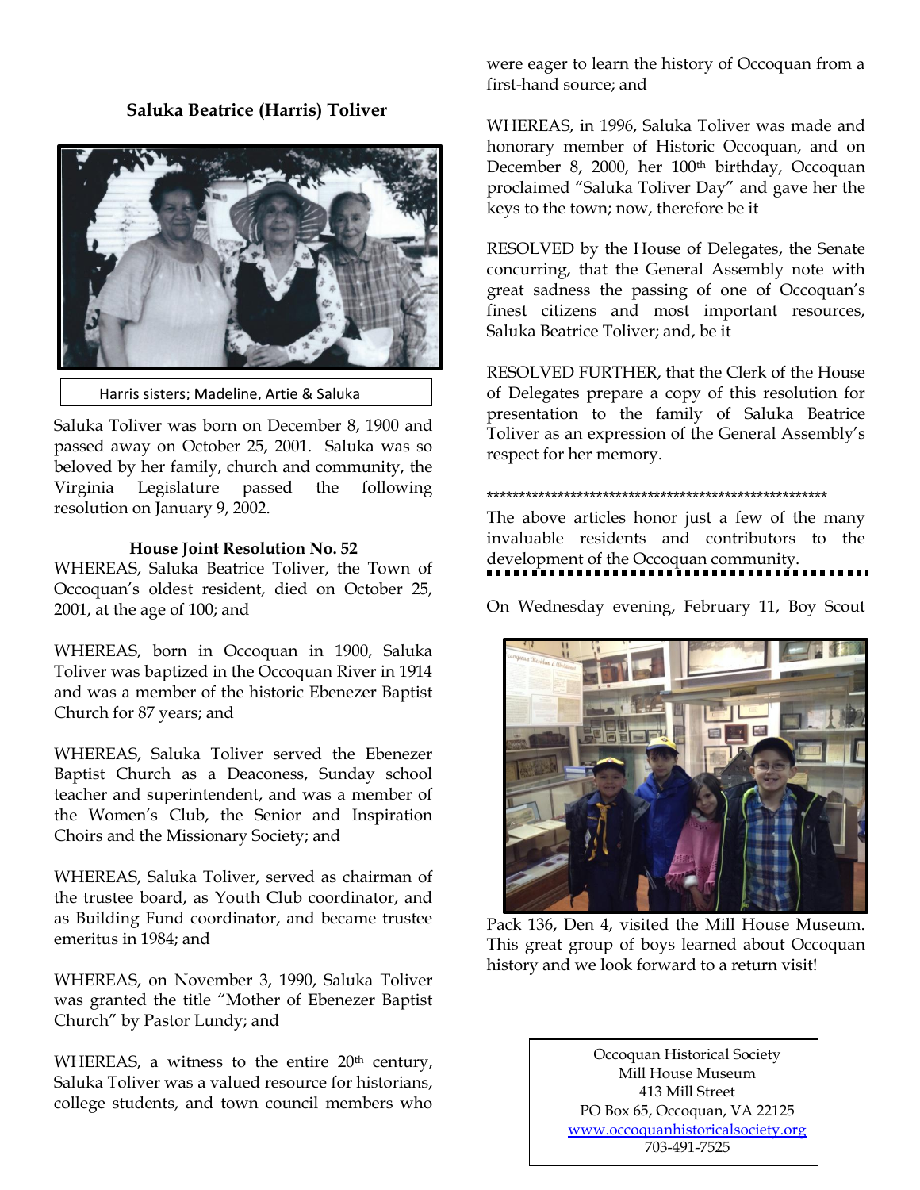## Saluka Beatrice (Harris) Toliver

Harris sisters: Madeline, Artie & Saluka

Saluka Toliver was born on December 8, 1900 and passed away on October 25, 2001. Saluka was so beloved by her family, church and community, the Virginia Legislature passed the following resolution on January 9, 2002.

### House Joint Resolution No. 52

WHEREAS, Saluka Beatrice Toliver, the Town of Occoquan's oldest resident, died on October 25, 2001, at the age of 100; and

WHEREAS, born in Occoquan in 1900, Saluka Toliver was baptized in the Occoquan River in 1914 and was a member of the historic Ebenezer Baptist Church for 87 years; and

WHEREAS, Saluka Toliver served the Ebenezer Baptist Church as a Deaconess, Sunday school teacher and superintendent, and was a member of the Women's Club, the Senior and Inspiration Choirs and the Missionary Society; and

WHEREAS, Saluka Toliver, served as chairman of the trustee board, as Youth Club coordinator, and as Building Fund coordinator, and became trustee emeritus in 1984; and

WHEREAS, on November 3, 1990, Saluka Toliver was granted the title "Mother of Ebenezer Baptist Church" by Pastor Lundy; and

WHEREAS, a witness to the entire 20th century, Saluka Toliver was a valued resource for historians, college students, and town council members who were eager to learn the history of Occoquan from a first-hand source; and

WHEREAS, in 1996, Saluka Toliver was made and honorary member of Historic Occoquan, and on December 8, 2000, her 100th birthday, Occoquan proclaimed "Saluka Toliver Day" and gave her the keys to the town; now, therefore be it

RESOLVED by the House of Delegates, the Senate concurring, that the General Assembly note with great sadness the passing of one of Occoquan's finest citizens and most important resources, Saluka Beatrice Toliver; and, be it

RESOLVED FURTHER, that the Clerk of the House of Delegates prepare a copy of this resolution for presentation to the family of Saluka Beatrice Toliver as an expression of the General Assembly's respect for her memory.

*******************************************************

The above articles honor just a few of the many invaluable residents and contributors to the development of the Occoquan community.

---

On Wednesday evening, February 11, Boy Scout Pack 136, Den 4, visited the Mill House Museum. This great group of boys learned about Occoquan history and we look forward to a return visit!

Occoquan Historical Society
Mill House Museum
413 Mill Street
PO Box 65, Occoquan, VA 22125
www.occoquanhistoricalsociety.org
703-491-7525